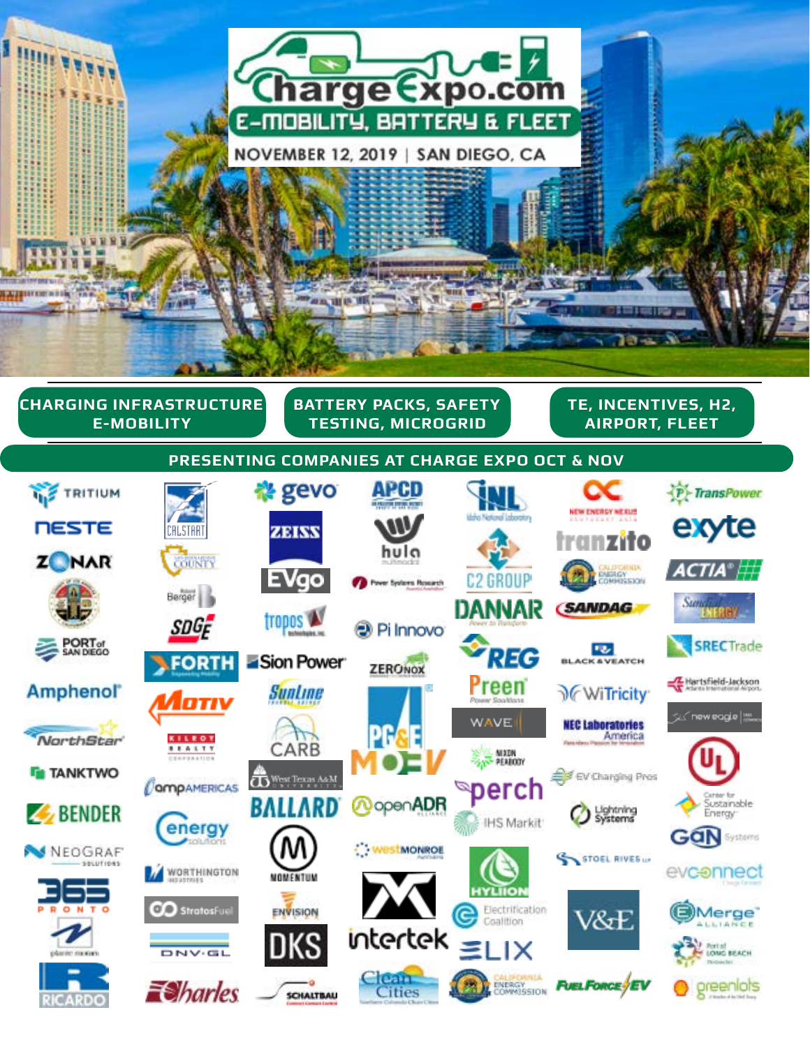# ChargeExpo.com

## E-MOBILITY, BATTERY & FLEET

NOVEMBER 12, 2019 | SAN DIEGO, CA

**CHARGING INFRASTRUCTURE E-MOBILITY**

**BATTERY PACKS, SAFETY TESTING, MICROGRID**

**TE, INCENTIVES, H2, AIRPORT, FLEET**

## PRESENTING COMPANIES AT CHARGE EXPO OCT & NOV

- TRITIUM
- NESTE
- ZONAR
- PORT of SAN DIEGO
- Amphenol
- NorthStar
- TANKTWO
- BENDER
- NEOGRAF SOLUTIONS
- 365 PRONTO
- RICARDO
- CALSTART
- San Bernardino County
- Berger
- SDGE
- FORTH
- Motiv
- KILROY REALTY
- ampAMERICAS
- energy solutions
- WORTHINGTON INDUSTRIES
- StratosFuel
- DNV·GL
- Charles
- gevo
- ZEISS
- EVgo
- tropos
- Sion Power
- Sunline
- CARB
- West Texas A&M University
- BALLARD
- MOMENTUM
- ENVISION
- DKS
- SCHALTBAU
- APCD
- hula
- Power Systems Research
- Pi Innovo
- ZERONOX
- PG&E
- MOEV
- openADR
- westMONROE
- intertek
- Clean Cities
- INL Idaho National Laboratory
- C2 GROUP
- DANNAR
- REG
- Preen
- WAVE
- NIXON PEABODY
- perch
- IHS Markit
- HYLIION
- Electrification Coalition
- ELIX
- California Energy Commission
- New Energy Nexus
- tranzito
- California Energy Commission
- SANDAG
- BLACK & VEATCH
- WiTricity
- NEC Laboratories America
- EV Charging Pros
- Lightning Systems
- STOEL RIVES LLP
- V&E
- FuelForce EV
- TransPower
- exyte
- ACTIA
- Sundial Energy
- SRECTrade
- Hartsfield-Jackson Atlanta International Airport
- new eagle
- UL
- Center for Sustainable Energy
- GaN Systems
- evconnect
- EMerge Alliance
- Port of Long Beach
- Shell greenlots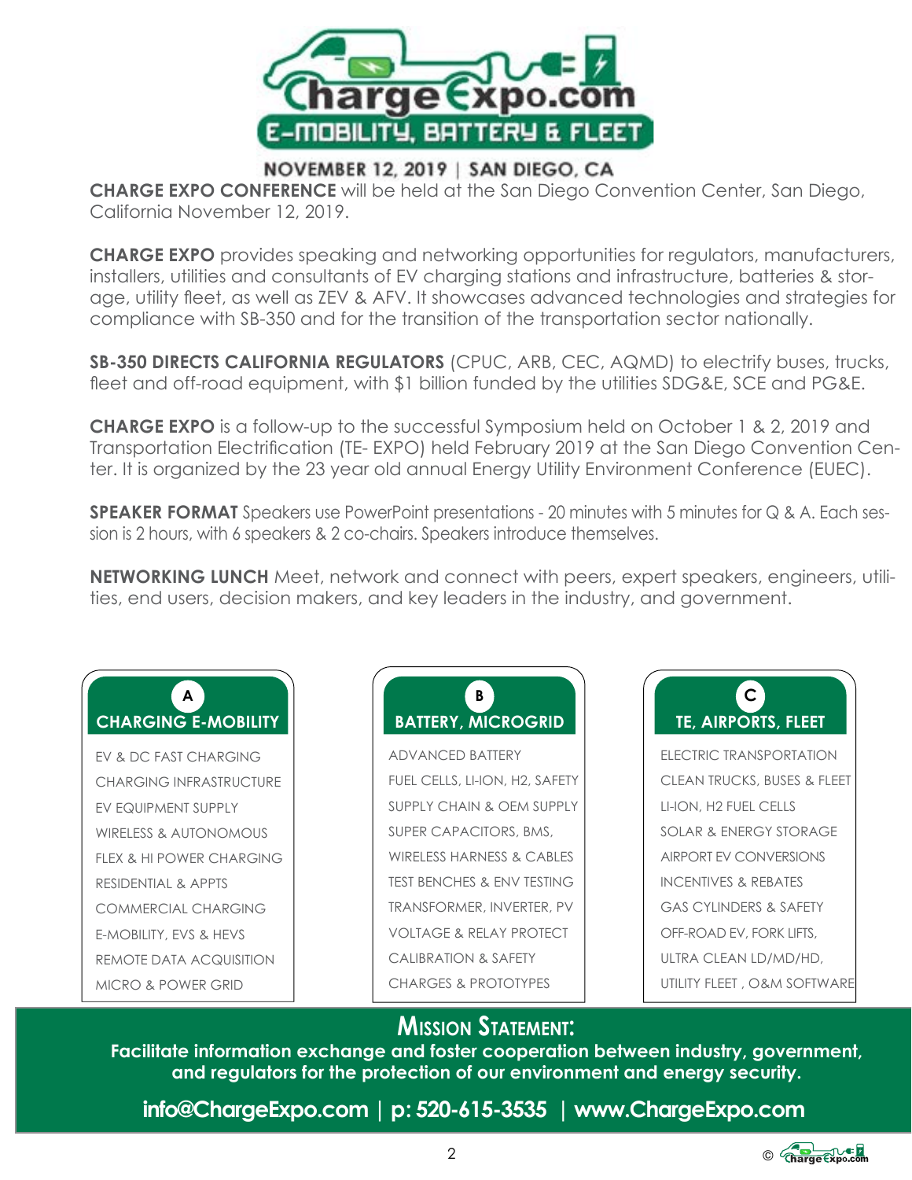# ChargeExpo.com

## E-MOBILITY, BATTERY & FLEET

NOVEMBER 12, 2019 | SAN DIEGO, CA

**CHARGE EXPO CONFERENCE** will be held at the San Diego Convention Center, San Diego, California November 12, 2019.

**CHARGE EXPO** provides speaking and networking opportunities for regulators, manufacturers, installers, utilities and consultants of EV charging stations and infrastructure, batteries & storage, utility fleet, as well as ZEV & AFV. It showcases advanced technologies and strategies for compliance with SB-350 and for the transition of the transportation sector nationally.

**SB-350 DIRECTS CALIFORNIA REGULATORS** (CPUC, ARB, CEC, AQMD) to electrify buses, trucks, fleet and off-road equipment, with $1 billion funded by the utilities SDG&E, SCE and PG&E.

**CHARGE EXPO** is a follow-up to the successful Symposium held on October 1 & 2, 2019 and Transportation Electrification (TE- EXPO) held February 2019 at the San Diego Convention Center. It is organized by the 23 year old annual Energy Utility Environment Conference (EUEC).

**SPEAKER FORMAT** Speakers use PowerPoint presentations - 20 minutes with 5 minutes for Q & A. Each session is 2 hours, with 6 speakers & 2 co-chairs. Speakers introduce themselves.

**NETWORKING LUNCH** Meet, network and connect with peers, expert speakers, engineers, utilities, end users, decision makers, and key leaders in the industry, and government.

### A — CHARGING E-MOBILITY

- EV & DC FAST CHARGING
- CHARGING INFRASTRUCTURE
- EV EQUIPMENT SUPPLY
- WIRELESS & AUTONOMOUS
- FLEX & HI POWER CHARGING
- RESIDENTIAL & APPTS
- COMMERCIAL CHARGING
- E-MOBILITY, EVS & HEVS
- REMOTE DATA ACQUISITION
- MICRO & POWER GRID

### B — BATTERY, MICROGRID

- ADVANCED BATTERY
- FUEL CELLS, LI-ION, H2, SAFETY
- SUPPLY CHAIN & OEM SUPPLY
- SUPER CAPACITORS, BMS,
- WIRELESS HARNESS & CABLES
- TEST BENCHES & ENV TESTING
- TRANSFORMER, INVERTER, PV
- VOLTAGE & RELAY PROTECT
- CALIBRATION & SAFETY
- CHARGES & PROTOTYPES

### C — TE, AIRPORTS, FLEET

- ELECTRIC TRANSPORTATION
- CLEAN TRUCKS, BUSES & FLEET
- LI-ION, H2 FUEL CELLS
- SOLAR & ENERGY STORAGE
- AIRPORT EV CONVERSIONS
- INCENTIVES & REBATES
- GAS CYLINDERS & SAFETY
- OFF-ROAD EV, FORK LIFTS,
- ULTRA CLEAN LD/MD/HD,
- UTILITY FLEET , O&M SOFTWARE

## MISSION STATEMENT:

**Facilitate information exchange and foster cooperation between industry, government, and regulators for the protection of our environment and energy security.**

**info@ChargeExpo.com | p: 520-615-3535 | www.ChargeExpo.com**

© ChargeExpo.com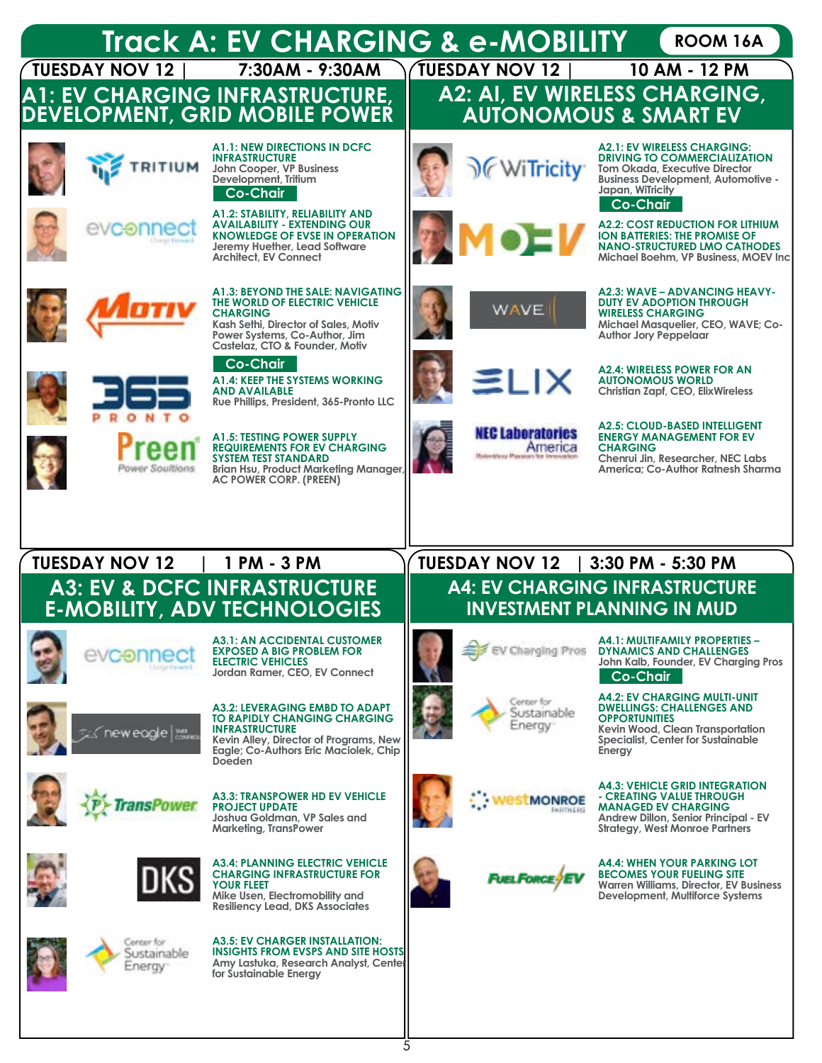# Track A: EV CHARGING & e-MOBILITY

**ROOM 16A**

## TUESDAY NOV 12 | 7:30AM - 9:30AM

### A1: EV CHARGING INFRASTRUCTURE, DEVELOPMENT, GRID MOBILE POWER

**A1.1: NEW DIRECTIONS IN DCFC INFRASTRUCTURE**
John Cooper, VP Business Development, Tritium
Co-Chair

**A1.2: STABILITY, RELIABILITY AND AVAILABILITY - EXTENDING OUR KNOWLEDGE OF EVSE IN OPERATION**
Jeremy Huether, Lead Software Architect, EV Connect

**A1.3: BEYOND THE SALE: NAVIGATING THE WORLD OF ELECTRIC VEHICLE CHARGING**
Kash Sethi, Director of Sales, Motiv Power Systems, Co-Author, Jim Castelaz, CTO & Founder, Motiv

Co-Chair
**A1.4: KEEP THE SYSTEMS WORKING AND AVAILABLE**
Rue Phillips, President, 365-Pronto LLC

**A1.5: TESTING POWER SUPPLY REQUIREMENTS FOR EV CHARGING SYSTEM TEST STANDARD**
Brian Hsu, Product Marketing Manager, AC POWER CORP. (PREEN)

## TUESDAY NOV 12 | 10 AM - 12 PM

### A2: AI, EV WIRELESS CHARGING, AUTONOMOUS & SMART EV

**A2.1: EV WIRELESS CHARGING: DRIVING TO COMMERCIALIZATION**
Tom Okada, Executive Director Business Development, Automotive - Japan, WiTricity
Co-Chair

**A2.2: COST REDUCTION FOR LITHIUM ION BATTERIES: THE PROMISE OF NANO-STRUCTURED LMO CATHODES**
Michael Boehm, VP Business, MOEV Inc

**A2.3: WAVE – ADVANCING HEAVY-DUTY EV ADOPTION THROUGH WIRELESS CHARGING**
Michael Masquelier, CEO, WAVE; Co-Author Jory Peppelaar

**A2.4: WIRELESS POWER FOR AN AUTONOMOUS WORLD**
Christian Zapf, CEO, ElixWireless

**A2.5: CLOUD-BASED INTELLIGENT ENERGY MANAGEMENT FOR EV CHARGING**
Chenrui Jin, Researcher, NEC Labs America; Co-Author Ratnesh Sharma

## TUESDAY NOV 12 | 1 PM - 3 PM

### A3: EV & DCFC INFRASTRUCTURE E-MOBILITY, ADV TECHNOLOGIES

**A3.1: AN ACCIDENTAL CUSTOMER EXPOSED A BIG PROBLEM FOR ELECTRIC VEHICLES**
Jordan Ramer, CEO, EV Connect

**A3.2: LEVERAGING EMBD TO ADAPT TO RAPIDLY CHANGING CHARGING INFRASTRUCTURE**
Kevin Alley, Director of Programs, New Eagle; Co-Authors Eric Maciolek, Chip Doeden

**A3.3: TRANSPOWER HD EV VEHICLE PROJECT UPDATE**
Joshua Goldman, VP Sales and Marketing, TransPower

**A3.4: PLANNING ELECTRIC VEHICLE CHARGING INFRASTRUCTURE FOR YOUR FLEET**
Mike Usen, Electromobility and Resiliency Lead, DKS Associates

**A3.5: EV CHARGER INSTALLATION: INSIGHTS FROM EVSPS AND SITE HOSTS**
Amy Lastuka, Research Analyst, Center for Sustainable Energy

## TUESDAY NOV 12 | 3:30 PM - 5:30 PM

### A4: EV CHARGING INFRASTRUCTURE INVESTMENT PLANNING IN MUD

**A4.1: MULTIFAMILY PROPERTIES – DYNAMICS AND CHALLENGES**
John Kalb, Founder, EV Charging Pros
Co-Chair

**A4.2: EV CHARGING MULTI-UNIT DWELLINGS: CHALLENGES AND OPPORTUNITIES**
Kevin Wood, Clean Transportation Specialist, Center for Sustainable Energy

**A4.3: VEHICLE GRID INTEGRATION - CREATING VALUE THROUGH MANAGED EV CHARGING**
Andrew Dillon, Senior Principal - EV Strategy, West Monroe Partners

**A4.4: WHEN YOUR PARKING LOT BECOMES YOUR FUELING SITE**
Warren Williams, Director, EV Business Development, Multiforce Systems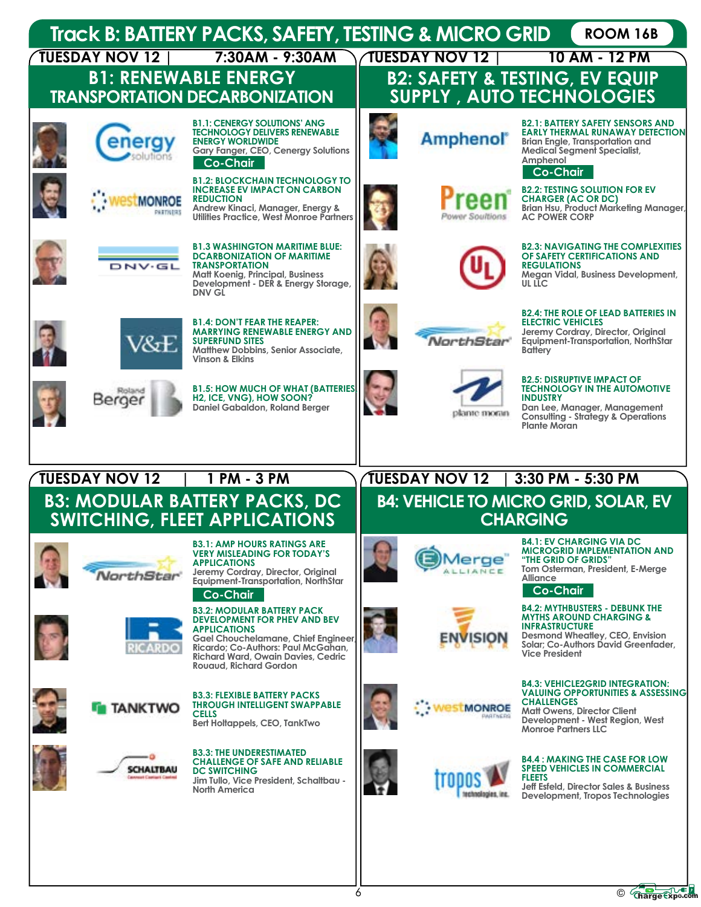# Track B: BATTERY PACKS, SAFETY, TESTING & MICRO GRID

ROOM 16B

## TUESDAY NOV 12 | 7:30AM - 9:30AM

### B1: RENEWABLE ENERGY TRANSPORTATION DECARBONIZATION

**B1.1: CENERGY SOLUTIONS' ANG TECHNOLOGY DELIVERS RENEWABLE ENERGY WORLDWIDE**
Gary Fanger, CEO, Cenergy Solutions
Co-Chair

**B1.2: BLOCKCHAIN TECHNOLOGY TO INCREASE EV IMPACT ON CARBON REDUCTION**
Andrew Kinaci, Manager, Energy & Utilities Practice, West Monroe Partners

**B1.3 WASHINGTON MARITIME BLUE: DCARBONIZATION OF MARITIME TRANSPORTATION**
Matt Koenig, Principal, Business Development - DER & Energy Storage, DNV GL

**B1.4: DON'T FEAR THE REAPER: MARRYING RENEWABLE ENERGY AND SUPERFUND SITES**
Matthew Dobbins, Senior Associate, Vinson & Elkins

**B1.5: HOW MUCH OF WHAT (BATTERIES, H2, ICE, VNG), HOW SOON?**
Daniel Gabaldon, Roland Berger

## TUESDAY NOV 12 | 10 AM - 12 PM

### B2: SAFETY & TESTING, EV EQUIP SUPPLY , AUTO TECHNOLOGIES

**B2.1: BATTERY SAFETY SENSORS AND EARLY THERMAL RUNAWAY DETECTION**
Brian Engle, Transportation and Medical Segment Specialist, Amphenol
Co-Chair

**B2.2: TESTING SOLUTION FOR EV CHARGER (AC OR DC)**
Brian Hsu, Product Marketing Manager, AC POWER CORP

**B2.3: NAVIGATING THE COMPLEXITIES OF SAFETY CERTIFICATIONS AND REGULATIONS**
Megan Vidal, Business Development, UL LLC

**B2.4: THE ROLE OF LEAD BATTERIES IN ELECTRIC VEHICLES**
Jeremy Cordray, Director, Original Equipment-Transportation, NorthStar Battery

**B2.5: DISRUPTIVE IMPACT OF TECHNOLOGY IN THE AUTOMOTIVE INDUSTRY**
Dan Lee, Manager, Management Consulting - Strategy & Operations Plante Moran

## TUESDAY NOV 12 | 1 PM - 3 PM

### B3: MODULAR BATTERY PACKS, DC SWITCHING, FLEET APPLICATIONS

**B3.1: AMP HOURS RATINGS ARE VERY MISLEADING FOR TODAY'S APPLICATIONS**
Jeremy Cordray, Director, Original Equipment-Transportation, NorthStar
Co-Chair

**B3.2: MODULAR BATTERY PACK DEVELOPMENT FOR PHEV AND BEV APPLICATIONS**
Gael Chouchelamane, Chief Engineer, Ricardo; Co-Authors: Paul McGahan, Richard Ward, Owain Davies, Cedric Rouaud, Richard Gordon

**B3.3: FLEXIBLE BATTERY PACKS THROUGH INTELLIGENT SWAPPABLE CELLS**
Bert Holtappels, CEO, TankTwo

**B3.3: THE UNDERESTIMATED CHALLENGE OF SAFE AND RELIABLE DC SWITCHING**
Jim Tullo, Vice President, Schaltbau - North America

## TUESDAY NOV 12 | 3:30 PM - 5:30 PM

### B4: VEHICLE TO MICRO GRID, SOLAR, EV CHARGING

**B4.1: EV CHARGING VIA DC MICROGRID IMPLEMENTATION AND "THE GRID OF GRIDS"**
Tom Osterman, President, E-Merge Alliance
Co-Chair

**B4.2: MYTHBUSTERS - DEBUNK THE MYTHS AROUND CHARGING & INFRASTRUCTURE**
Desmond Wheatley, CEO, Envision Solar; Co-Authors David Greenfader, Vice President

**B4.3: VEHICLE2GRID INTEGRATION: VALUING OPPORTUNITIES & ASSESSING CHALLENGES**
Matt Owens, Director Client Development - West Region, West Monroe Partners LLC

**B4.4 : MAKING THE CASE FOR LOW SPEED VEHICLES IN COMMERCIAL FLEETS**
Jeff Esfeld, Director Sales & Business Development, Tropos Technologies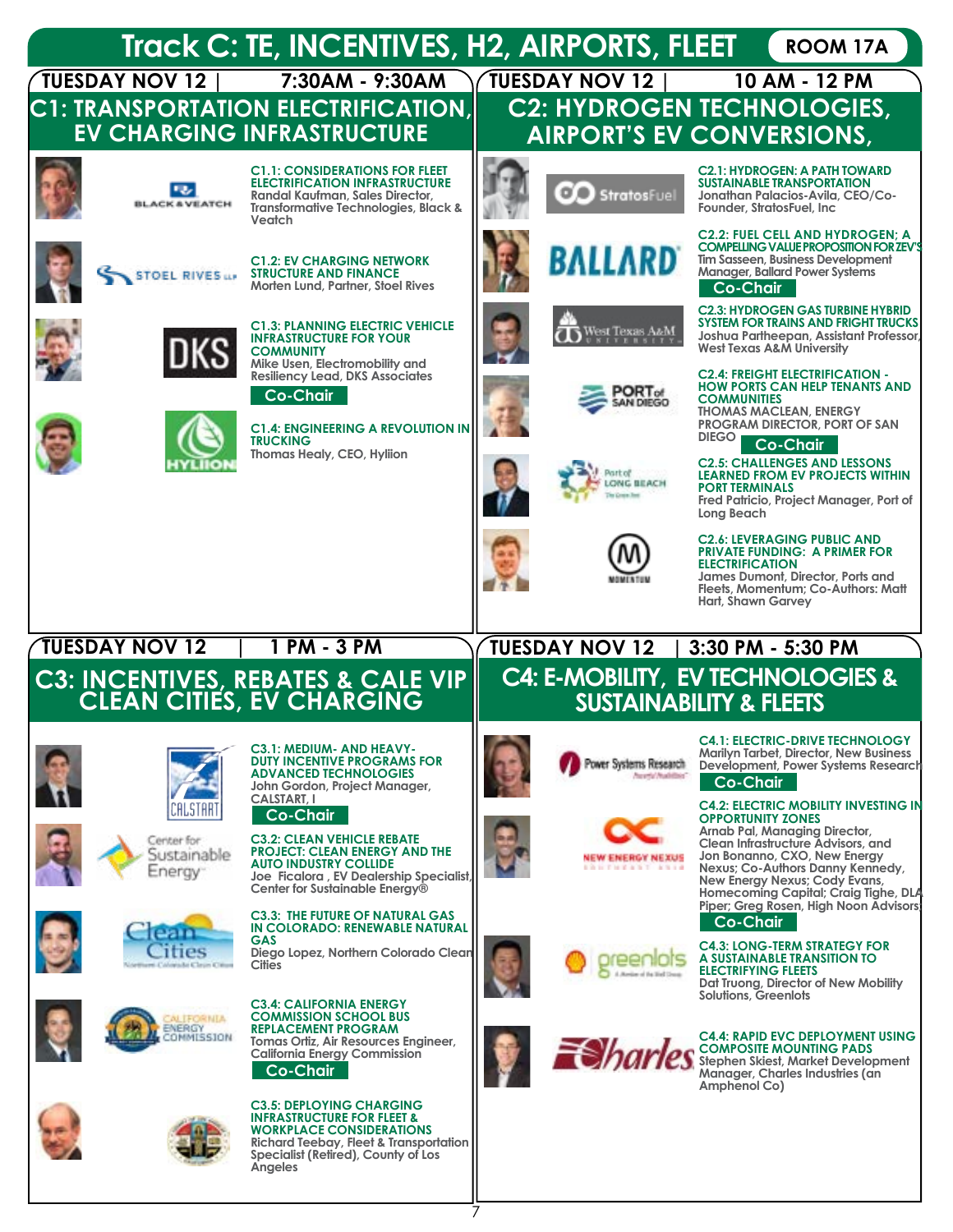# Track C: TE, INCENTIVES, H2, AIRPORTS, FLEET

ROOM 17A

## TUESDAY NOV 12 | 7:30AM - 9:30AM

## C1: TRANSPORTATION ELECTRIFICATION, EV CHARGING INFRASTRUCTURE

**C1.1: CONSIDERATIONS FOR FLEET ELECTRIFICATION INFRASTRUCTURE**
Randal Kaufman, Sales Director, Transformative Technologies, Black & Veatch

**C1.2: EV CHARGING NETWORK STRUCTURE AND FINANCE**
Morten Lund, Partner, Stoel Rives

**C1.3: PLANNING ELECTRIC VEHICLE INFRASTRUCTURE FOR YOUR COMMUNITY**
Mike Usen, Electromobility and Resiliency Lead, DKS Associates
Co-Chair

**C1.4: ENGINEERING A REVOLUTION IN TRUCKING**
Thomas Healy, CEO, Hyliion

## TUESDAY NOV 12 | 10 AM - 12 PM

## C2: HYDROGEN TECHNOLOGIES, AIRPORT'S EV CONVERSIONS,

**C2.1: HYDROGEN: A PATH TOWARD SUSTAINABLE TRANSPORTATION**
Jonathan Palacios-Avila, CEO/Co-Founder, StratosFuel, Inc

**C2.2: FUEL CELL AND HYDROGEN; A COMPELLING VALUE PROPOSITION FOR ZEV'S**
Tim Sasseen, Business Development Manager, Ballard Power Systems
Co-Chair

**C2.3: HYDROGEN GAS TURBINE HYBRID SYSTEM FOR TRAINS AND FRIGHT TRUCKS**
Joshua Partheepan, Assistant Professor, West Texas A&M University

**C2.4: FREIGHT ELECTRIFICATION - HOW PORTS CAN HELP TENANTS AND COMMUNITIES**
THOMAS MACLEAN, ENERGY PROGRAM DIRECTOR, PORT OF SAN DIEGO
Co-Chair

**C2.5: CHALLENGES AND LESSONS LEARNED FROM EV PROJECTS WITHIN PORT TERMINALS**
Fred Patricio, Project Manager, Port of Long Beach

**C2.6: LEVERAGING PUBLIC AND PRIVATE FUNDING: A PRIMER FOR ELECTRIFICATION**
James Dumont, Director, Ports and Fleets, Momentum; Co-Authors: Matt Hart, Shawn Garvey

## TUESDAY NOV 12 | 1 PM - 3 PM

## C3: INCENTIVES, REBATES & CALE VIP CLEAN CITIES, EV CHARGING

**C3.1: MEDIUM- AND HEAVY-DUTY INCENTIVE PROGRAMS FOR ADVANCED TECHNOLOGIES**
John Gordon, Project Manager, CALSTART, I
Co-Chair

**C3.2: CLEAN VEHICLE REBATE PROJECT: CLEAN ENERGY AND THE AUTO INDUSTRY COLLIDE**
Joe Ficalora , EV Dealership Specialist, Center for Sustainable Energy®

**C3.3: THE FUTURE OF NATURAL GAS IN COLORADO: RENEWABLE NATURAL GAS**
Diego Lopez, Northern Colorado Clean Cities

**C3.4: CALIFORNIA ENERGY COMMISSION SCHOOL BUS REPLACEMENT PROGRAM**
Tomas Ortiz, Air Resources Engineer, California Energy Commission
Co-Chair

**C3.5: DEPLOYING CHARGING INFRASTRUCTURE FOR FLEET & WORKPLACE CONSIDERATIONS**
Richard Teebay, Fleet & Transportation Specialist (Retired), County of Los Angeles

## TUESDAY NOV 12 | 3:30 PM - 5:30 PM

## C4: E-MOBILITY, EV TECHNOLOGIES & SUSTAINABILITY & FLEETS

**C4.1: ELECTRIC-DRIVE TECHNOLOGY**
Marilyn Tarbet, Director, New Business Development, Power Systems Research
Co-Chair

**C4.2: ELECTRIC MOBILITY INVESTING IN OPPORTUNITY ZONES**
Arnab Pal, Managing Director, Clean Infrastructure Advisors, and Jon Bonanno, CXO, New Energy Nexus; Co-Authors Danny Kennedy, New Energy Nexus; Cody Evans, Homecoming Capital; Craig Tighe, DLA Piper; Greg Rosen, High Noon Advisors;
Co-Chair

**C4.3: LONG-TERM STRATEGY FOR A SUSTAINABLE TRANSITION TO ELECTRIFYING FLEETS**
Dat Truong, Director of New Mobility Solutions, Greenlots

**C4.4: RAPID EVC DEPLOYMENT USING COMPOSITE MOUNTING PADS**
Stephen Skiest, Market Development Manager, Charles Industries (an Amphenol Co)